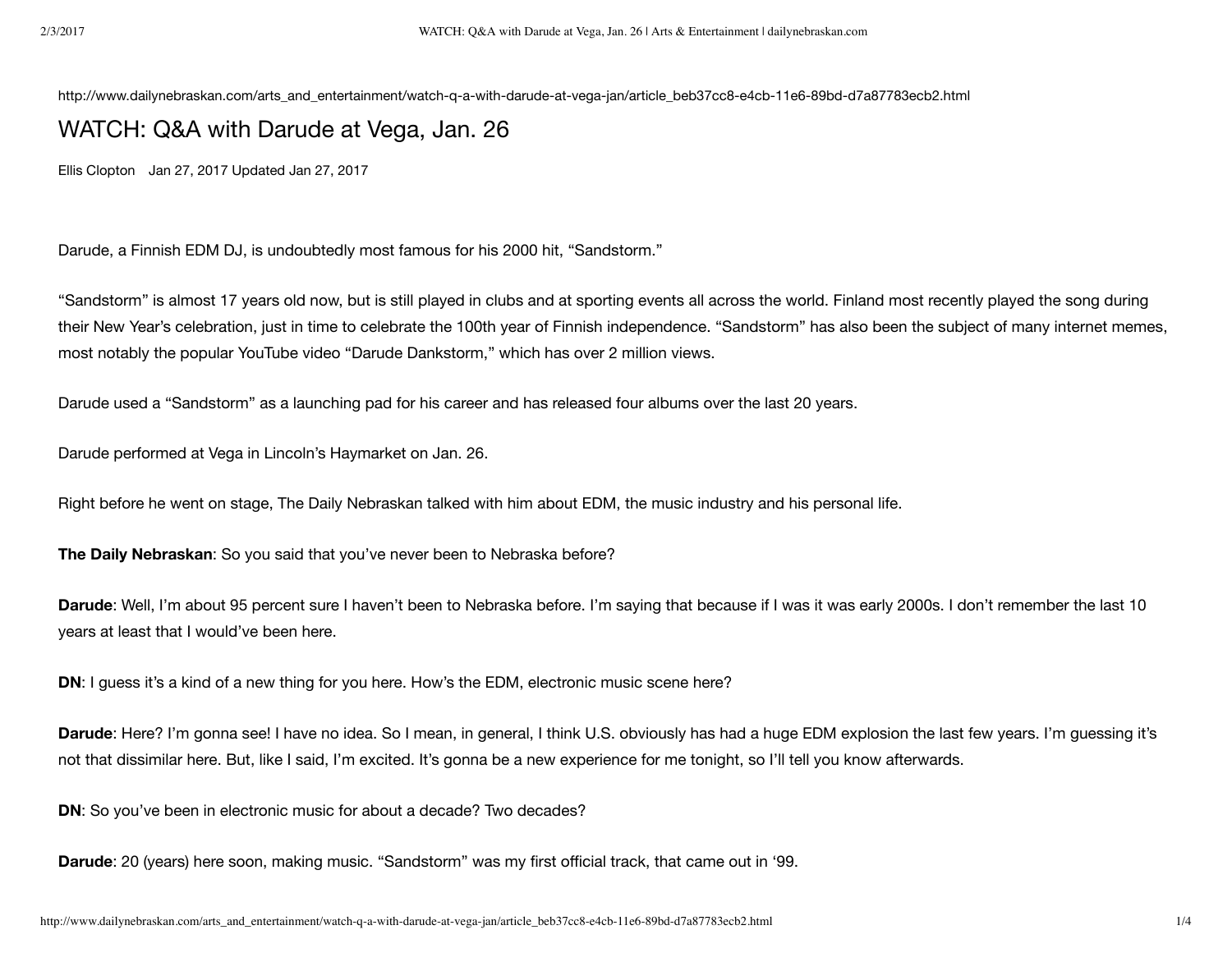http://www.dailynebraskan.com/arts_and_entertainment/watch-q-a-with-darude-at-vega-jan/article_beb37cc8-e4cb-11e6-89bd-d7a87783ecb2.html

# WATCH: Q&A with Darude at Vega, Jan. 26

Ellis Clopton Jan 27, 2017 Updated Jan 27, 2017

Darude, a Finnish EDM DJ, is undoubtedly most famous for his 2000 hit, “Sandstorm.”

“Sandstorm” is almost 17 years old now, but is still played in clubs and at sporting events all across the world. Finland most recently played the song during their New Year’s celebration, just in time to celebrate the 100th year of Finnish independence. “Sandstorm” has also been the subject of many internet memes, most notably the popular YouTube video “Darude Dankstorm,” which has over 2 million views.

Darude used a “Sandstorm” as a launching pad for his career and has released four albums over the last 20 years.

Darude performed at Vega in Lincoln’s Haymarket on Jan. 26.

Right before he went on stage, The Daily Nebraskan talked with him about EDM, the music industry and his personal life.

**The Daily Nebraskan**: So you said that you’ve never been to Nebraska before?

**Darude**: Well, I’m about 95 percent sure I haven’t been to Nebraska before. I’m saying that because if I was it was early 2000s. I don’t remember the last 10 years at least that I would’ve been here.

**DN**: I guess it’s a kind of a new thing for you here. How’s the EDM, electronic music scene here?

**Darude**: Here? I’m gonna see! I have no idea. So I mean, in general, I think U.S. obviously has had a huge EDM explosion the last few years. I’m guessing it’s not that dissimilar here. But, like I said, I’m excited. It’s gonna be a new experience for me tonight, so I’ll tell you know afterwards.

**DN**: So you’ve been in electronic music for about a decade? Two decades?

**Darude**: 20 (years) here soon, making music. “Sandstorm” was my first official track, that came out in ‘99.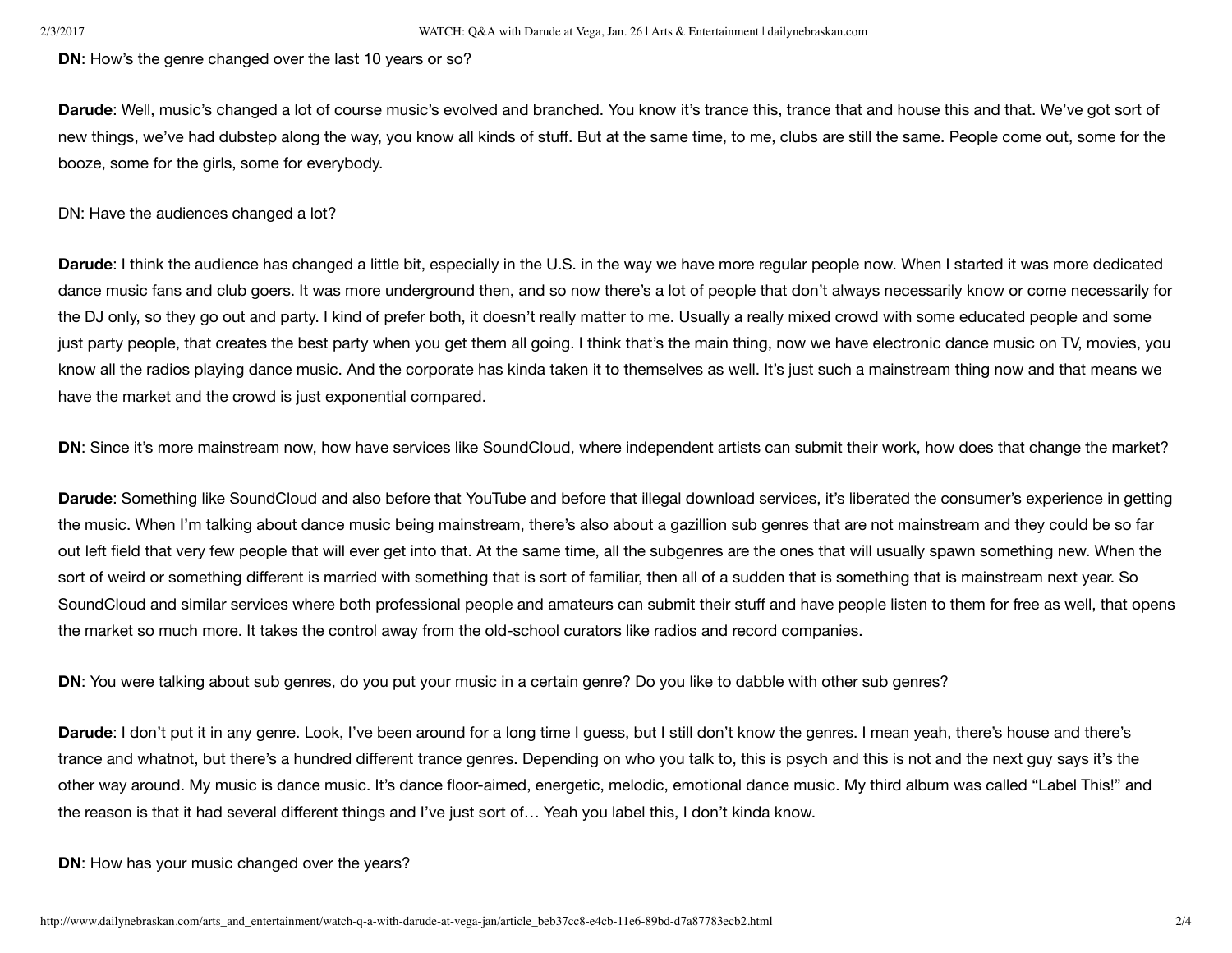**DN**: How's the genre changed over the last 10 years or so?

**Darude**: Well, music's changed a lot of course music's evolved and branched. You know it's trance this, trance that and house this and that. We've got sort of new things, we've had dubstep along the way, you know all kinds of stuff. But at the same time, to me, clubs are still the same. People come out, some for the booze, some for the girls, some for everybody.

DN: Have the audiences changed a lot?

**Darude**: I think the audience has changed a little bit, especially in the U.S. in the way we have more regular people now. When I started it was more dedicated dance music fans and club goers. It was more underground then, and so now there's a lot of people that don't always necessarily know or come necessarily for the DJ only, so they go out and party. I kind of prefer both, it doesn't really matter to me. Usually a really mixed crowd with some educated people and some just party people, that creates the best party when you get them all going. I think that's the main thing, now we have electronic dance music on TV, movies, you know all the radios playing dance music. And the corporate has kinda taken it to themselves as well. It's just such a mainstream thing now and that means we have the market and the crowd is just exponential compared.

**DN**: Since it's more mainstream now, how have services like SoundCloud, where independent artists can submit their work, how does that change the market?

**Darude**: Something like SoundCloud and also before that YouTube and before that illegal download services, it's liberated the consumer's experience in getting the music. When I'm talking about dance music being mainstream, there's also about a gazillion sub genres that are not mainstream and they could be so far out left field that very few people that will ever get into that. At the same time, all the subgenres are the ones that will usually spawn something new. When the sort of weird or something different is married with something that is sort of familiar, then all of a sudden that is something that is mainstream next year. So SoundCloud and similar services where both professional people and amateurs can submit their stuff and have people listen to them for free as well, that opens the market so much more. It takes the control away from the old-school curators like radios and record companies.

**DN**: You were talking about sub genres, do you put your music in a certain genre? Do you like to dabble with other sub genres?

**Darude**: I don't put it in any genre. Look, I've been around for a long time I guess, but I still don't know the genres. I mean yeah, there's house and there's trance and whatnot, but there's a hundred different trance genres. Depending on who you talk to, this is psych and this is not and the next guy says it's the other way around. My music is dance music. It's dance floor-aimed, energetic, melodic, emotional dance music. My third album was called "Label This!" and the reason is that it had several different things and I've just sort of… Yeah you label this, I don't kinda know.

**DN**: How has your music changed over the years?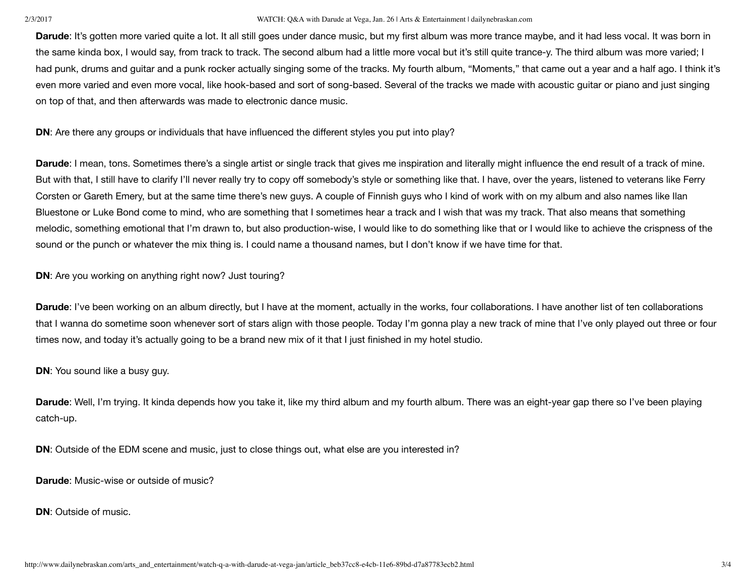**Darude**: It's gotten more varied quite a lot. It all still goes under dance music, but my first album was more trance maybe, and it had less vocal. It was born in the same kinda box, I would say, from track to track. The second album had a little more vocal but it's still quite trance-y. The third album was more varied; I had punk, drums and guitar and a punk rocker actually singing some of the tracks. My fourth album, "Moments," that came out a year and a half ago. I think it's even more varied and even more vocal, like hook-based and sort of song-based. Several of the tracks we made with acoustic guitar or piano and just singing on top of that, and then afterwards was made to electronic dance music.

**DN**: Are there any groups or individuals that have influenced the different styles you put into play?

**Darude**: I mean, tons. Sometimes there's a single artist or single track that gives me inspiration and literally might influence the end result of a track of mine. But with that, I still have to clarify I'll never really try to copy off somebody's style or something like that. I have, over the years, listened to veterans like Ferry Corsten or Gareth Emery, but at the same time there's new guys. A couple of Finnish guys who I kind of work with on my album and also names like Ilan Bluestone or Luke Bond come to mind, who are something that I sometimes hear a track and I wish that was my track. That also means that something melodic, something emotional that I'm drawn to, but also production-wise, I would like to do something like that or I would like to achieve the crispness of the sound or the punch or whatever the mix thing is. I could name a thousand names, but I don't know if we have time for that.

**DN**: Are you working on anything right now? Just touring?

**Darude**: I've been working on an album directly, but I have at the moment, actually in the works, four collaborations. I have another list of ten collaborations that I wanna do sometime soon whenever sort of stars align with those people. Today I'm gonna play a new track of mine that I've only played out three or four times now, and today it's actually going to be a brand new mix of it that I just finished in my hotel studio.

**DN**: You sound like a busy guy.

**Darude**: Well, I'm trying. It kinda depends how you take it, like my third album and my fourth album. There was an eight-year gap there so I've been playing catch-up.

**DN**: Outside of the EDM scene and music, just to close things out, what else are you interested in?

**Darude**: Music-wise or outside of music?

**DN**: Outside of music.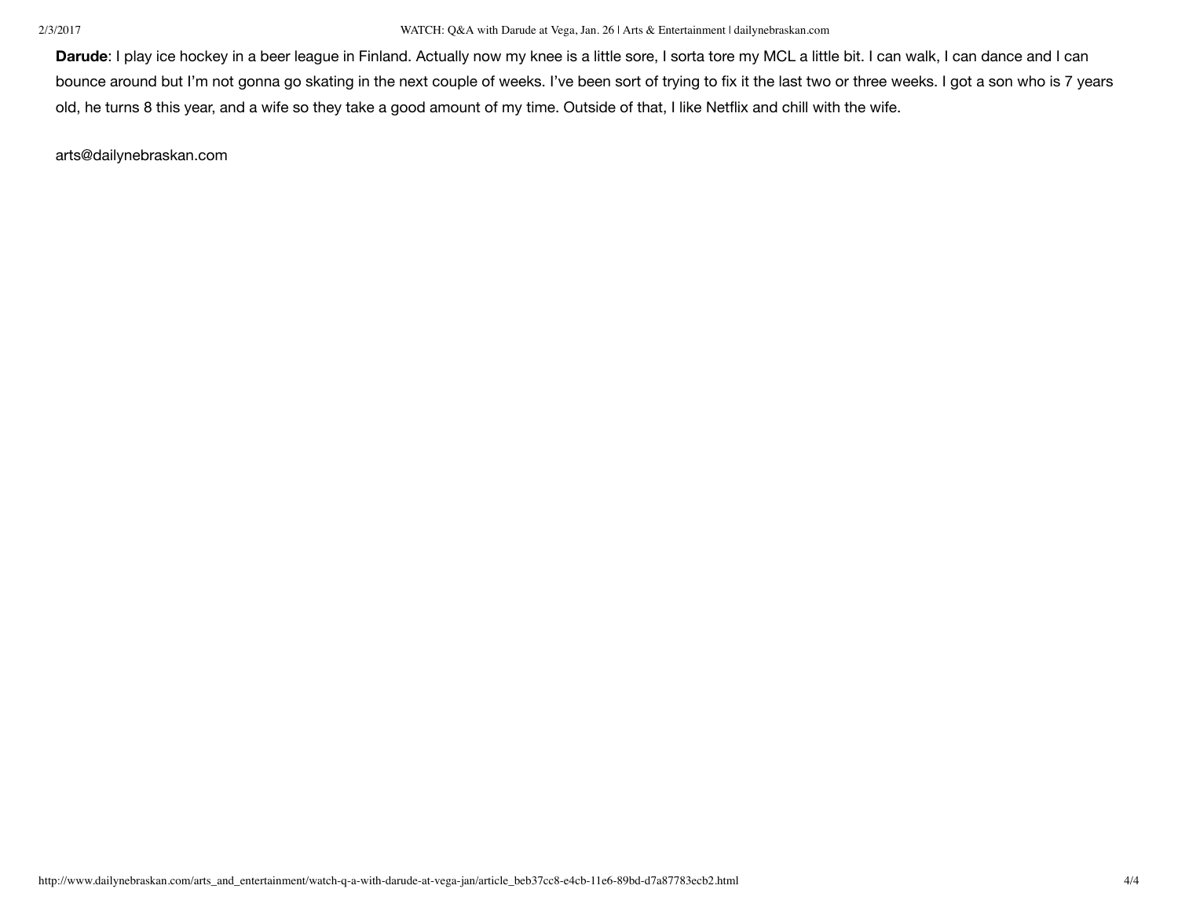**Darude**: I play ice hockey in a beer league in Finland. Actually now my knee is a little sore, I sorta tore my MCL a little bit. I can walk, I can dance and I can bounce around but I'm not gonna go skating in the next couple of weeks. I've been sort of trying to fix it the last two or three weeks. I got a son who is 7 years old, he turns 8 this year, and a wife so they take a good amount of my time. Outside of that, I like Netflix and chill with the wife.

arts@dailynebraskan.com